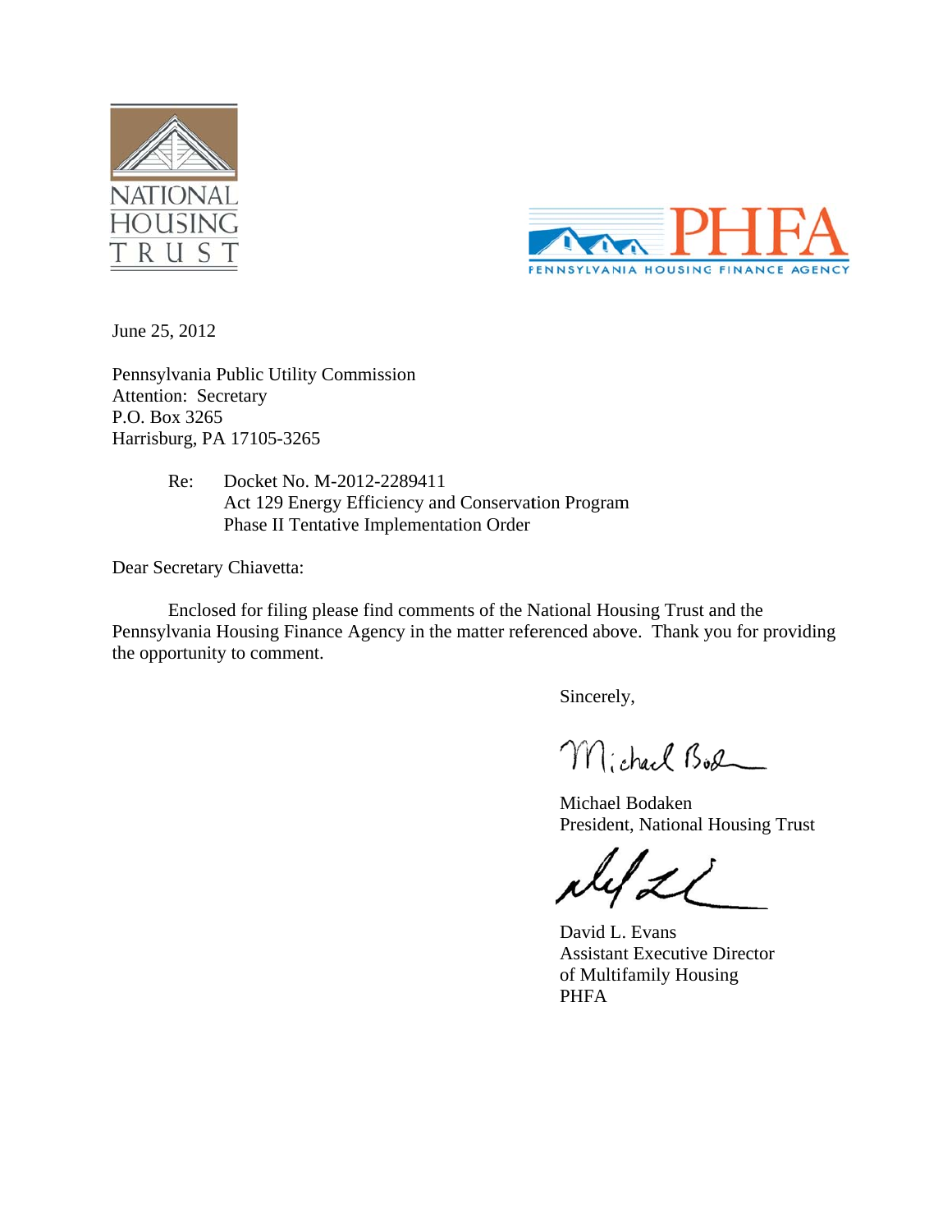NATIONAL HOUSING TRUST

PHFA
PENNSYLVANIA HOUSING FINANCE AGENCY

June 25, 2012

Pennsylvania Public Utility Commission
Attention: Secretary
P.O. Box 3265
Harrisburg, PA 17105-3265

Re: Docket No. M-2012-2289411
Act 129 Energy Efficiency and Conservation Program
Phase II Tentative Implementation Order

Dear Secretary Chiavetta:

Enclosed for filing please find comments of the National Housing Trust and the Pennsylvania Housing Finance Agency in the matter referenced above. Thank you for providing the opportunity to comment.

Sincerely,

Michael Bodaken
President, National Housing Trust

David L. Evans
Assistant Executive Director
of Multifamily Housing
PHFA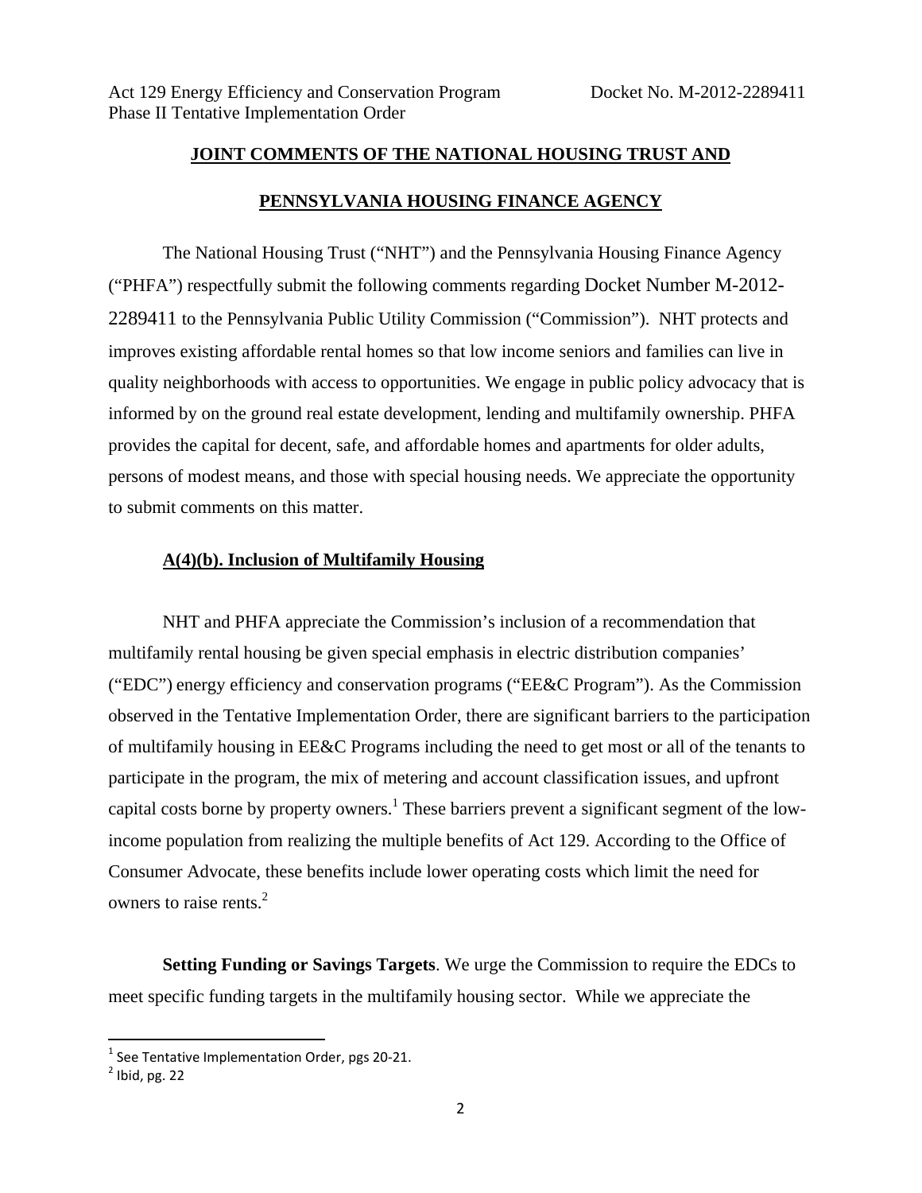Act 129 Energy Efficiency and Conservation Program Phase II Tentative Implementation Order — Docket No. M-2012-2289411

## JOINT COMMENTS OF THE NATIONAL HOUSING TRUST AND PENNSYLVANIA HOUSING FINANCE AGENCY

The National Housing Trust ("NHT") and the Pennsylvania Housing Finance Agency ("PHFA") respectfully submit the following comments regarding Docket Number M-2012-2289411 to the Pennsylvania Public Utility Commission ("Commission"). NHT protects and improves existing affordable rental homes so that low income seniors and families can live in quality neighborhoods with access to opportunities. We engage in public policy advocacy that is informed by on the ground real estate development, lending and multifamily ownership. PHFA provides the capital for decent, safe, and affordable homes and apartments for older adults, persons of modest means, and those with special housing needs. We appreciate the opportunity to submit comments on this matter.

### A(4)(b). Inclusion of Multifamily Housing

NHT and PHFA appreciate the Commission's inclusion of a recommendation that multifamily rental housing be given special emphasis in electric distribution companies' ("EDC") energy efficiency and conservation programs ("EE&C Program"). As the Commission observed in the Tentative Implementation Order, there are significant barriers to the participation of multifamily housing in EE&C Programs including the need to get most or all of the tenants to participate in the program, the mix of metering and account classification issues, and upfront capital costs borne by property owners.[1] These barriers prevent a significant segment of the low-income population from realizing the multiple benefits of Act 129. According to the Office of Consumer Advocate, these benefits include lower operating costs which limit the need for owners to raise rents.[2]

**Setting Funding or Savings Targets**. We urge the Commission to require the EDCs to meet specific funding targets in the multifamily housing sector. While we appreciate the

[1] See Tentative Implementation Order, pgs 20-21.
[2] Ibid, pg. 22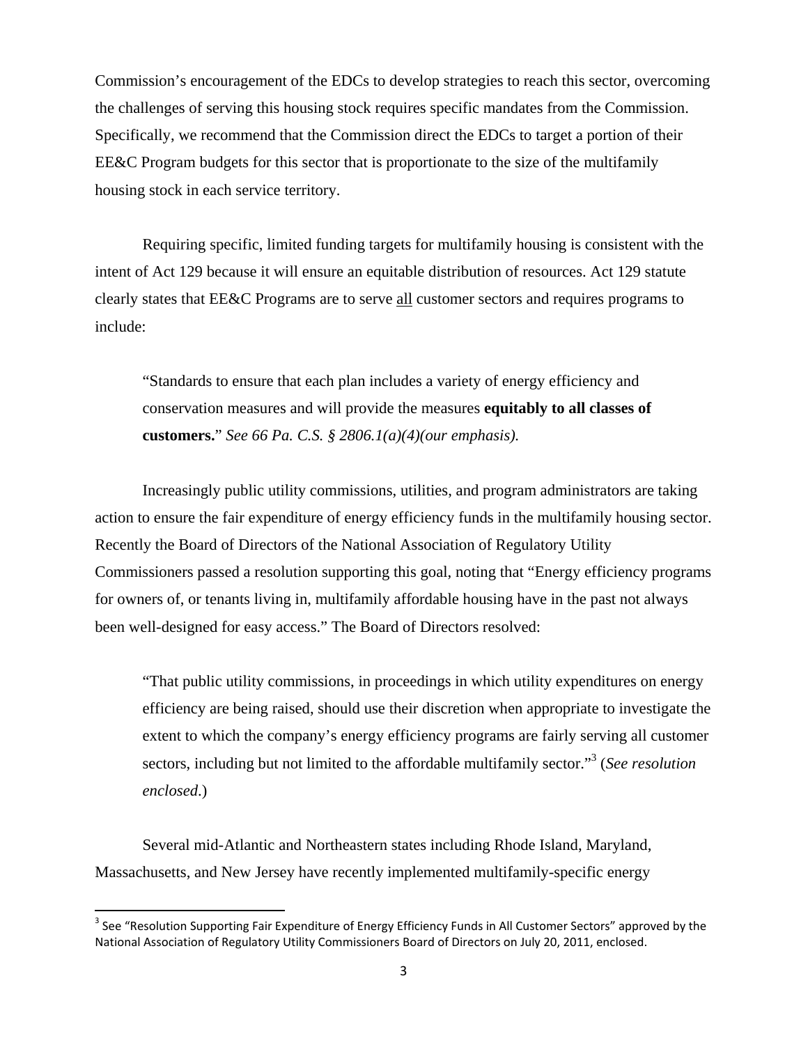Commission's encouragement of the EDCs to develop strategies to reach this sector, overcoming the challenges of serving this housing stock requires specific mandates from the Commission. Specifically, we recommend that the Commission direct the EDCs to target a portion of their EE&C Program budgets for this sector that is proportionate to the size of the multifamily housing stock in each service territory.

Requiring specific, limited funding targets for multifamily housing is consistent with the intent of Act 129 because it will ensure an equitable distribution of resources. Act 129 statute clearly states that EE&C Programs are to serve <u>all</u> customer sectors and requires programs to include:

> "Standards to ensure that each plan includes a variety of energy efficiency and conservation measures and will provide the measures **equitably to all classes of customers.**" *See 66 Pa. C.S. § 2806.1(a)(4)(our emphasis).*

Increasingly public utility commissions, utilities, and program administrators are taking action to ensure the fair expenditure of energy efficiency funds in the multifamily housing sector. Recently the Board of Directors of the National Association of Regulatory Utility Commissioners passed a resolution supporting this goal, noting that "Energy efficiency programs for owners of, or tenants living in, multifamily affordable housing have in the past not always been well-designed for easy access." The Board of Directors resolved:

> "That public utility commissions, in proceedings in which utility expenditures on energy efficiency are being raised, should use their discretion when appropriate to investigate the extent to which the company's energy efficiency programs are fairly serving all customer sectors, including but not limited to the affordable multifamily sector."[3] (*See resolution enclosed*.)

Several mid-Atlantic and Northeastern states including Rhode Island, Maryland, Massachusetts, and New Jersey have recently implemented multifamily-specific energy

---

[3] See "Resolution Supporting Fair Expenditure of Energy Efficiency Funds in All Customer Sectors" approved by the National Association of Regulatory Utility Commissioners Board of Directors on July 20, 2011, enclosed.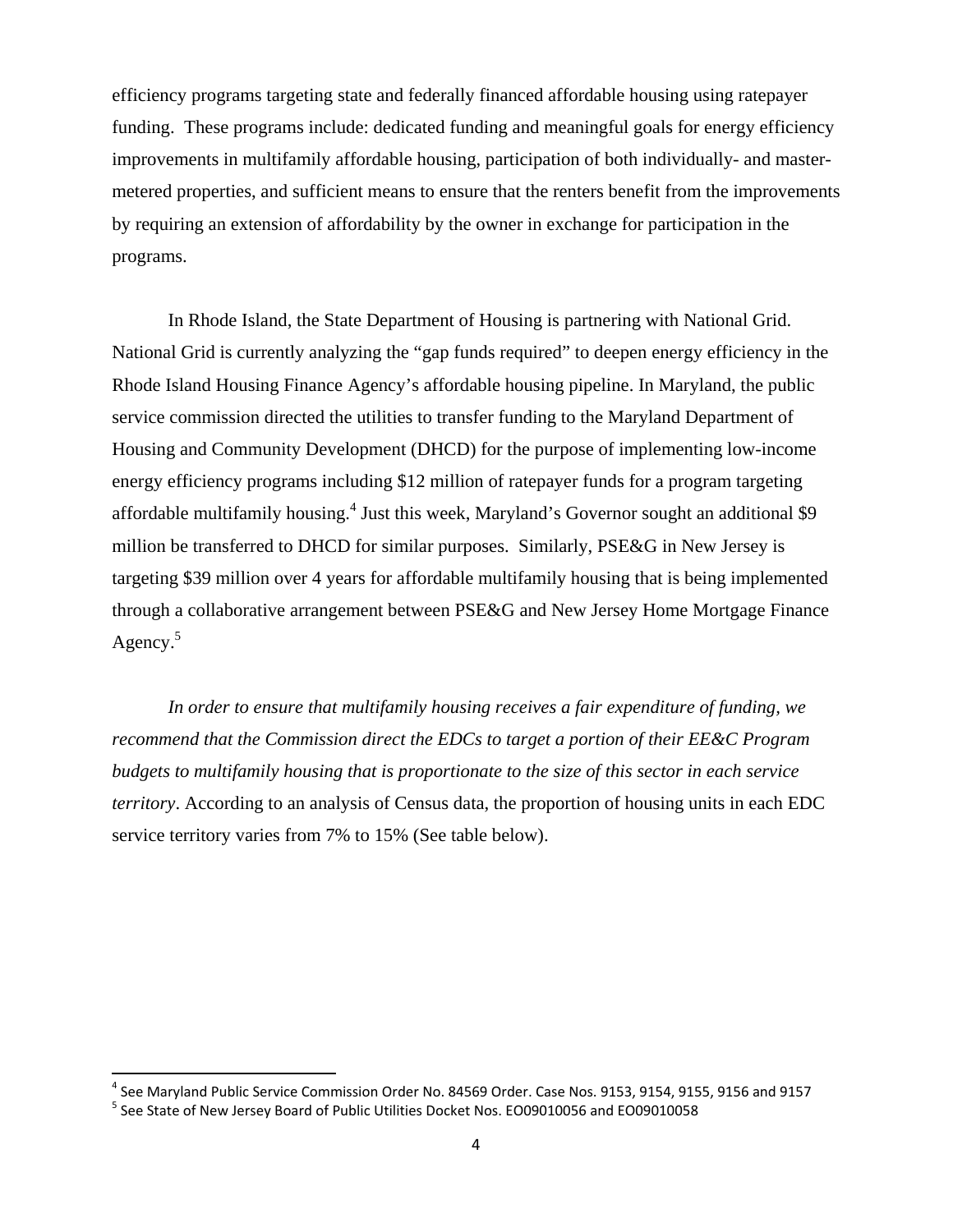efficiency programs targeting state and federally financed affordable housing using ratepayer funding. These programs include: dedicated funding and meaningful goals for energy efficiency improvements in multifamily affordable housing, participation of both individually- and master-metered properties, and sufficient means to ensure that the renters benefit from the improvements by requiring an extension of affordability by the owner in exchange for participation in the programs.

In Rhode Island, the State Department of Housing is partnering with National Grid. National Grid is currently analyzing the "gap funds required" to deepen energy efficiency in the Rhode Island Housing Finance Agency's affordable housing pipeline. In Maryland, the public service commission directed the utilities to transfer funding to the Maryland Department of Housing and Community Development (DHCD) for the purpose of implementing low-income energy efficiency programs including $12 million of ratepayer funds for a program targeting affordable multifamily housing.[4] Just this week, Maryland's Governor sought an additional $9 million be transferred to DHCD for similar purposes. Similarly, PSE&G in New Jersey is targeting $39 million over 4 years for affordable multifamily housing that is being implemented through a collaborative arrangement between PSE&G and New Jersey Home Mortgage Finance Agency.[5]

*In order to ensure that multifamily housing receives a fair expenditure of funding, we recommend that the Commission direct the EDCs to target a portion of their EE&C Program budgets to multifamily housing that is proportionate to the size of this sector in each service territory*. According to an analysis of Census data, the proportion of housing units in each EDC service territory varies from 7% to 15% (See table below).

[4] See Maryland Public Service Commission Order No. 84569 Order. Case Nos. 9153, 9154, 9155, 9156 and 9157

[5] See State of New Jersey Board of Public Utilities Docket Nos. EO09010056 and EO09010058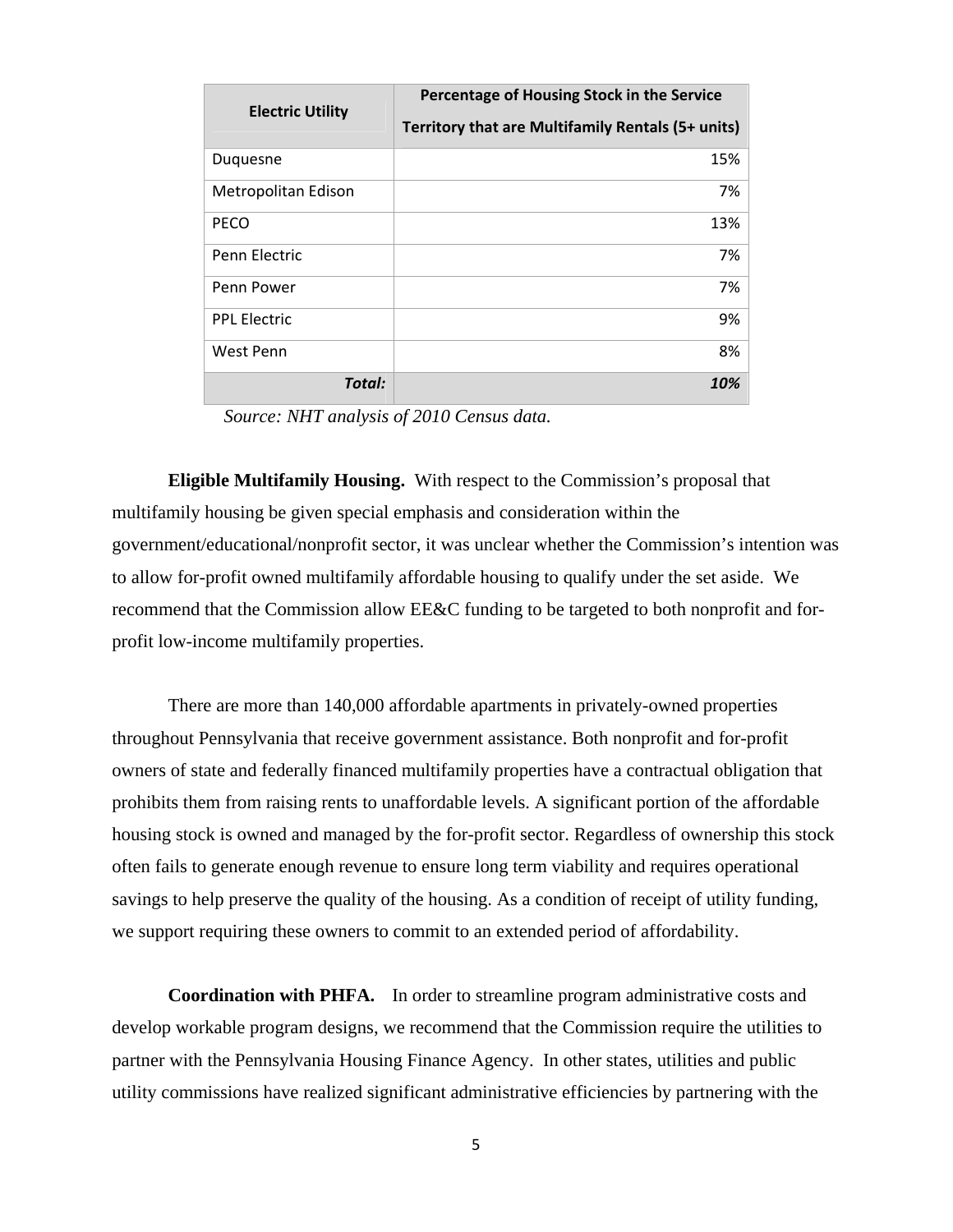| Electric Utility | Percentage of Housing Stock in the Service Territory that are Multifamily Rentals (5+ units) |
|---|---|
| Duquesne | 15% |
| Metropolitan Edison | 7% |
| PECO | 13% |
| Penn Electric | 7% |
| Penn Power | 7% |
| PPL Electric | 9% |
| West Penn | 8% |
| ***Total:*** | ***10%*** |

*Source: NHT analysis of 2010 Census data.*

**Eligible Multifamily Housing.** With respect to the Commission's proposal that multifamily housing be given special emphasis and consideration within the government/educational/nonprofit sector, it was unclear whether the Commission's intention was to allow for-profit owned multifamily affordable housing to qualify under the set aside. We recommend that the Commission allow EE&C funding to be targeted to both nonprofit and for-profit low-income multifamily properties.

There are more than 140,000 affordable apartments in privately-owned properties throughout Pennsylvania that receive government assistance. Both nonprofit and for-profit owners of state and federally financed multifamily properties have a contractual obligation that prohibits them from raising rents to unaffordable levels. A significant portion of the affordable housing stock is owned and managed by the for-profit sector. Regardless of ownership this stock often fails to generate enough revenue to ensure long term viability and requires operational savings to help preserve the quality of the housing. As a condition of receipt of utility funding, we support requiring these owners to commit to an extended period of affordability.

**Coordination with PHFA.** In order to streamline program administrative costs and develop workable program designs, we recommend that the Commission require the utilities to partner with the Pennsylvania Housing Finance Agency. In other states, utilities and public utility commissions have realized significant administrative efficiencies by partnering with the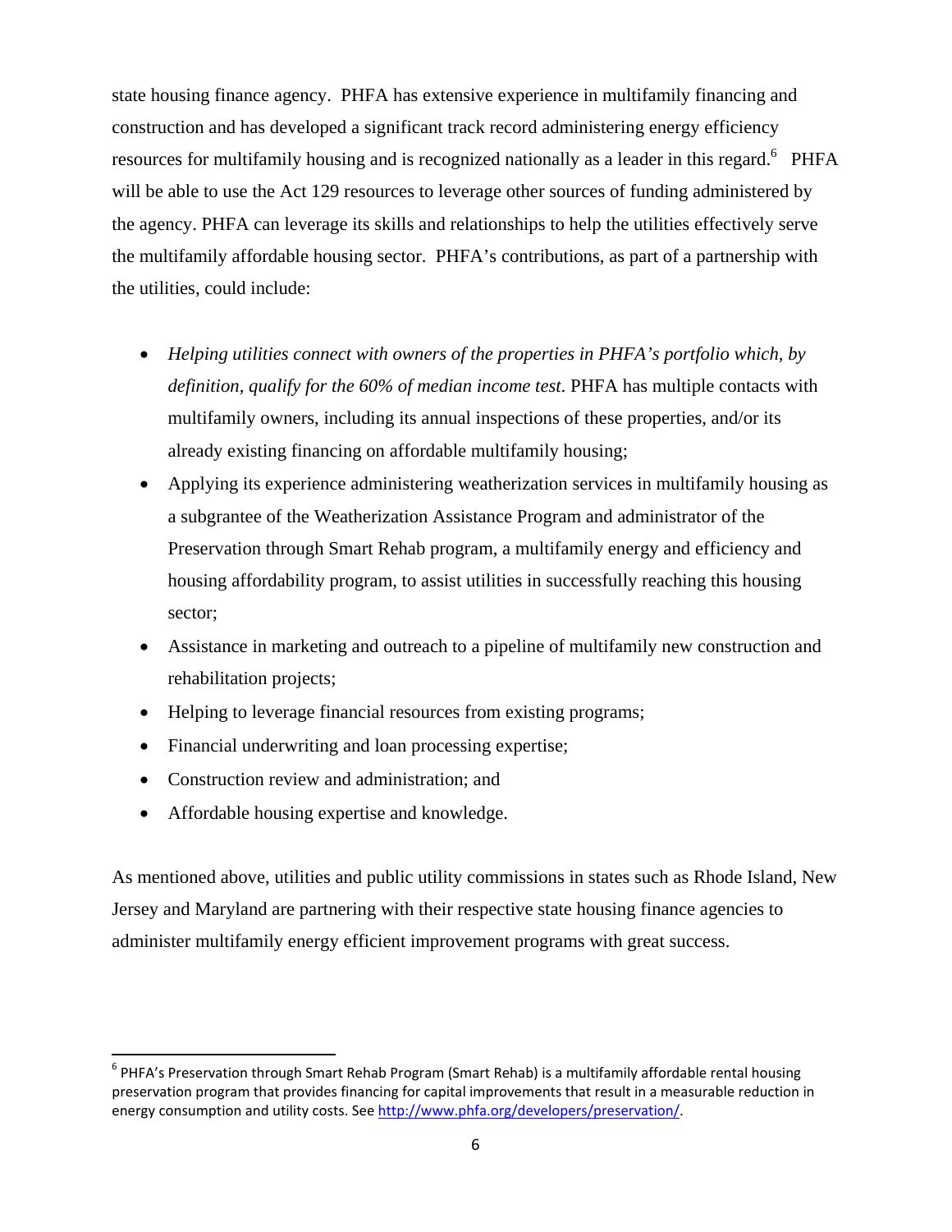state housing finance agency. PHFA has extensive experience in multifamily financing and construction and has developed a significant track record administering energy efficiency resources for multifamily housing and is recognized nationally as a leader in this regard.[6] PHFA will be able to use the Act 129 resources to leverage other sources of funding administered by the agency. PHFA can leverage its skills and relationships to help the utilities effectively serve the multifamily affordable housing sector. PHFA's contributions, as part of a partnership with the utilities, could include:

- *Helping utilities connect with owners of the properties in PHFA's portfolio which, by definition, qualify for the 60% of median income test*. PHFA has multiple contacts with multifamily owners, including its annual inspections of these properties, and/or its already existing financing on affordable multifamily housing;
- Applying its experience administering weatherization services in multifamily housing as a subgrantee of the Weatherization Assistance Program and administrator of the Preservation through Smart Rehab program, a multifamily energy and efficiency and housing affordability program, to assist utilities in successfully reaching this housing sector;
- Assistance in marketing and outreach to a pipeline of multifamily new construction and rehabilitation projects;
- Helping to leverage financial resources from existing programs;
- Financial underwriting and loan processing expertise;
- Construction review and administration; and
- Affordable housing expertise and knowledge.

As mentioned above, utilities and public utility commissions in states such as Rhode Island, New Jersey and Maryland are partnering with their respective state housing finance agencies to administer multifamily energy efficient improvement programs with great success.

---

[6] PHFA's Preservation through Smart Rehab Program (Smart Rehab) is a multifamily affordable rental housing preservation program that provides financing for capital improvements that result in a measurable reduction in energy consumption and utility costs. See http://www.phfa.org/developers/preservation/.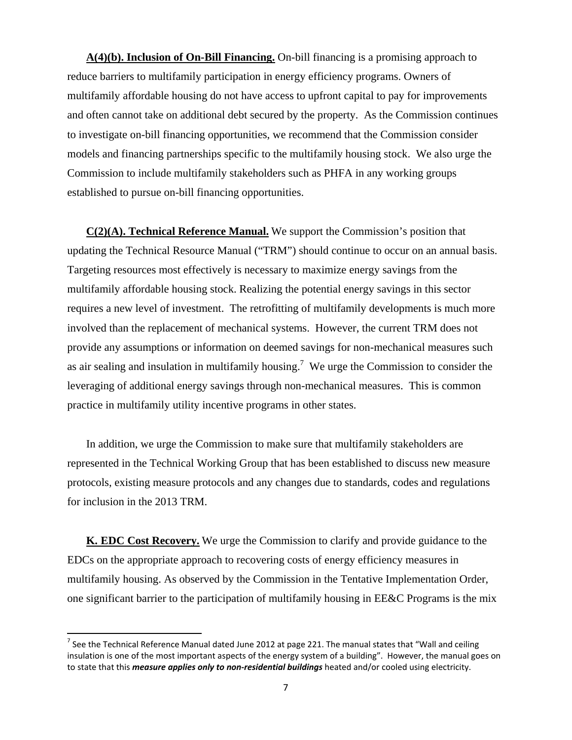**A(4)(b). Inclusion of On-Bill Financing.** On-bill financing is a promising approach to reduce barriers to multifamily participation in energy efficiency programs. Owners of multifamily affordable housing do not have access to upfront capital to pay for improvements and often cannot take on additional debt secured by the property. As the Commission continues to investigate on-bill financing opportunities, we recommend that the Commission consider models and financing partnerships specific to the multifamily housing stock. We also urge the Commission to include multifamily stakeholders such as PHFA in any working groups established to pursue on-bill financing opportunities.

**C(2)(A). Technical Reference Manual.** We support the Commission's position that updating the Technical Resource Manual ("TRM") should continue to occur on an annual basis. Targeting resources most effectively is necessary to maximize energy savings from the multifamily affordable housing stock. Realizing the potential energy savings in this sector requires a new level of investment. The retrofitting of multifamily developments is much more involved than the replacement of mechanical systems. However, the current TRM does not provide any assumptions or information on deemed savings for non-mechanical measures such as air sealing and insulation in multifamily housing.[7] We urge the Commission to consider the leveraging of additional energy savings through non-mechanical measures. This is common practice in multifamily utility incentive programs in other states.

In addition, we urge the Commission to make sure that multifamily stakeholders are represented in the Technical Working Group that has been established to discuss new measure protocols, existing measure protocols and any changes due to standards, codes and regulations for inclusion in the 2013 TRM.

**K. EDC Cost Recovery.** We urge the Commission to clarify and provide guidance to the EDCs on the appropriate approach to recovering costs of energy efficiency measures in multifamily housing. As observed by the Commission in the Tentative Implementation Order, one significant barrier to the participation of multifamily housing in EE&C Programs is the mix

---

[7] See the Technical Reference Manual dated June 2012 at page 221. The manual states that "Wall and ceiling insulation is one of the most important aspects of the energy system of a building". However, the manual goes on to state that this ***measure applies only to non-residential buildings*** heated and/or cooled using electricity.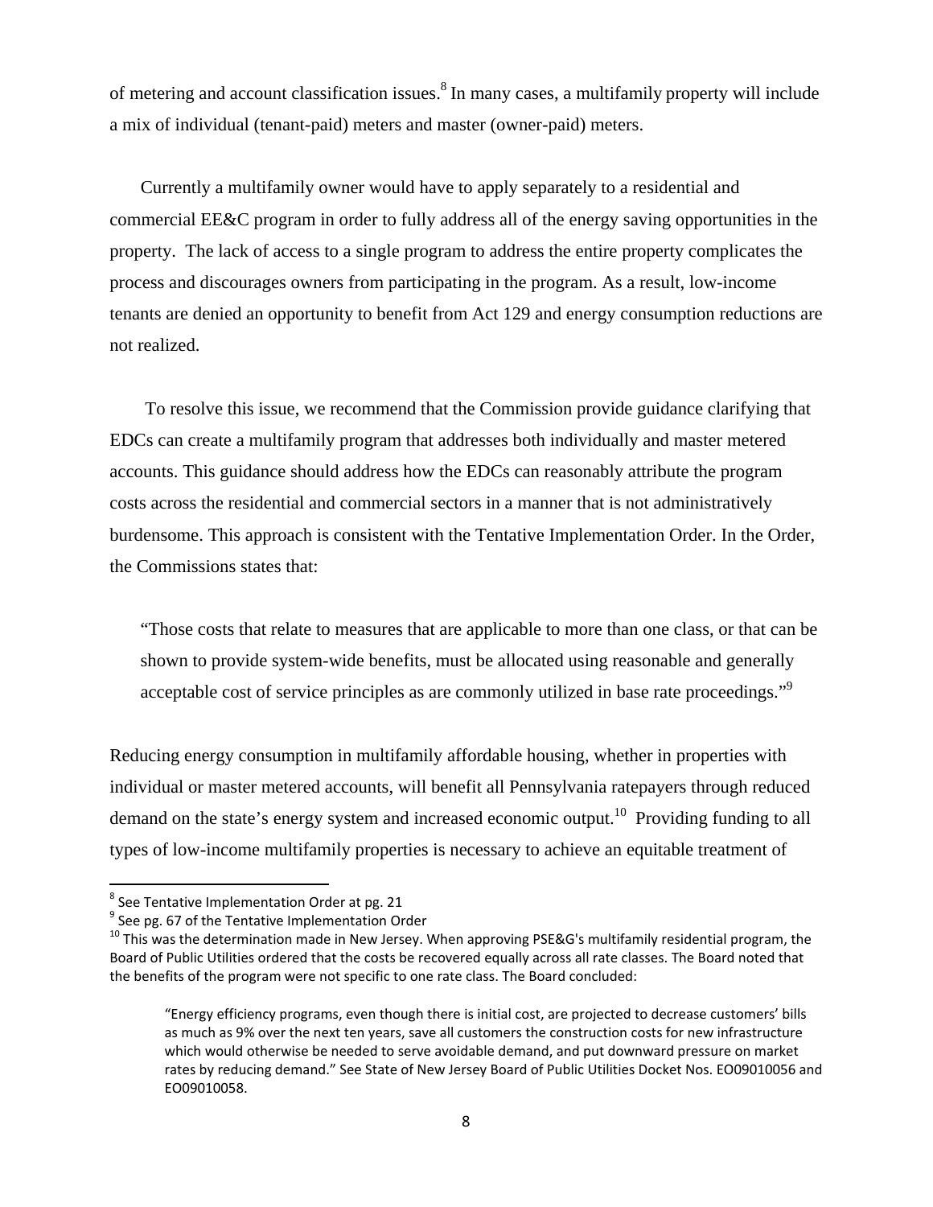of metering and account classification issues.[8] In many cases, a multifamily property will include a mix of individual (tenant-paid) meters and master (owner-paid) meters.

Currently a multifamily owner would have to apply separately to a residential and commercial EE&C program in order to fully address all of the energy saving opportunities in the property. The lack of access to a single program to address the entire property complicates the process and discourages owners from participating in the program. As a result, low-income tenants are denied an opportunity to benefit from Act 129 and energy consumption reductions are not realized.

To resolve this issue, we recommend that the Commission provide guidance clarifying that EDCs can create a multifamily program that addresses both individually and master metered accounts. This guidance should address how the EDCs can reasonably attribute the program costs across the residential and commercial sectors in a manner that is not administratively burdensome. This approach is consistent with the Tentative Implementation Order. In the Order, the Commissions states that:

> "Those costs that relate to measures that are applicable to more than one class, or that can be shown to provide system-wide benefits, must be allocated using reasonable and generally acceptable cost of service principles as are commonly utilized in base rate proceedings."[9]

Reducing energy consumption in multifamily affordable housing, whether in properties with individual or master metered accounts, will benefit all Pennsylvania ratepayers through reduced demand on the state's energy system and increased economic output.[10] Providing funding to all types of low-income multifamily properties is necessary to achieve an equitable treatment of

---

[8] See Tentative Implementation Order at pg. 21

[9] See pg. 67 of the Tentative Implementation Order

[10] This was the determination made in New Jersey. When approving PSE&G's multifamily residential program, the Board of Public Utilities ordered that the costs be recovered equally across all rate classes. The Board noted that the benefits of the program were not specific to one rate class. The Board concluded:

> "Energy efficiency programs, even though there is initial cost, are projected to decrease customers' bills as much as 9% over the next ten years, save all customers the construction costs for new infrastructure which would otherwise be needed to serve avoidable demand, and put downward pressure on market rates by reducing demand." See State of New Jersey Board of Public Utilities Docket Nos. EO09010056 and EO09010058.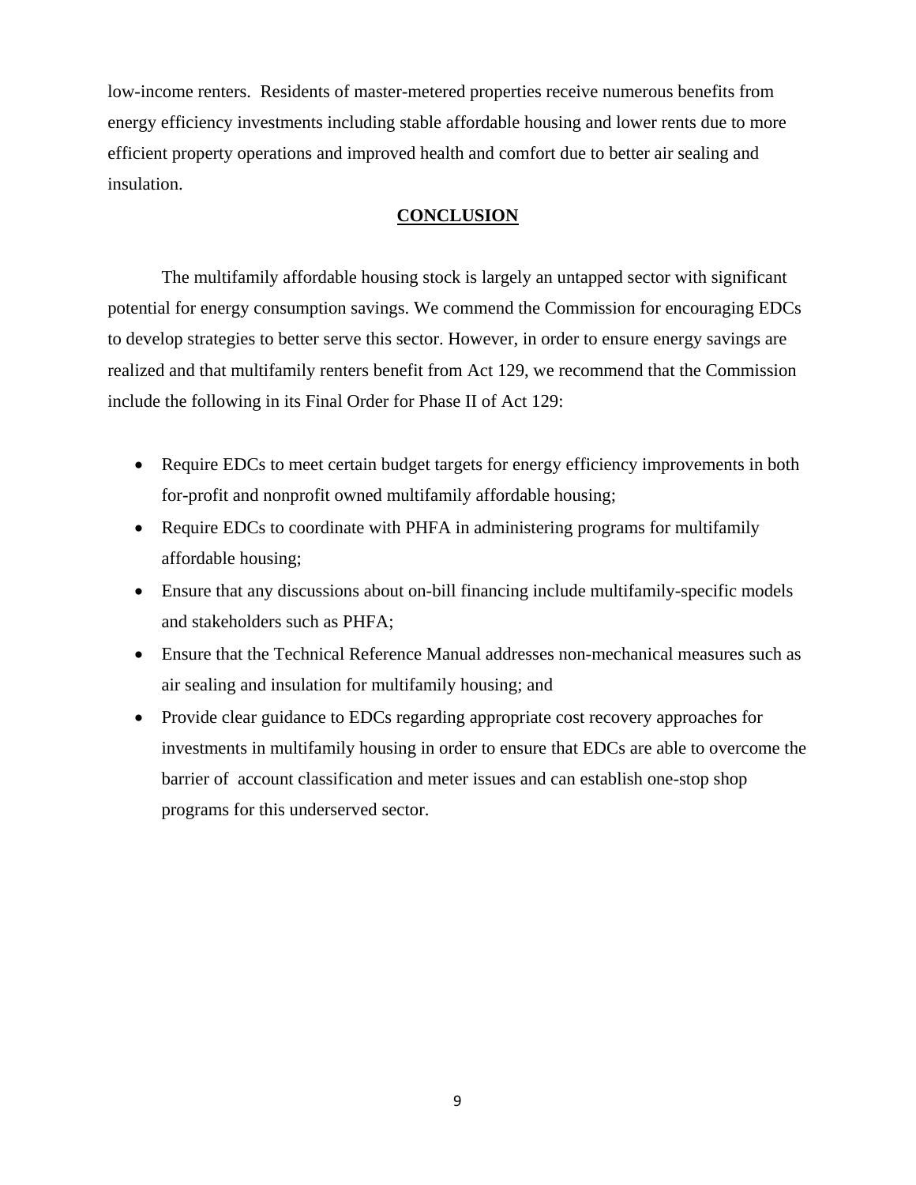low-income renters. Residents of master-metered properties receive numerous benefits from energy efficiency investments including stable affordable housing and lower rents due to more efficient property operations and improved health and comfort due to better air sealing and insulation.

## CONCLUSION

The multifamily affordable housing stock is largely an untapped sector with significant potential for energy consumption savings. We commend the Commission for encouraging EDCs to develop strategies to better serve this sector. However, in order to ensure energy savings are realized and that multifamily renters benefit from Act 129, we recommend that the Commission include the following in its Final Order for Phase II of Act 129:

- Require EDCs to meet certain budget targets for energy efficiency improvements in both for-profit and nonprofit owned multifamily affordable housing;
- Require EDCs to coordinate with PHFA in administering programs for multifamily affordable housing;
- Ensure that any discussions about on-bill financing include multifamily-specific models and stakeholders such as PHFA;
- Ensure that the Technical Reference Manual addresses non-mechanical measures such as air sealing and insulation for multifamily housing; and
- Provide clear guidance to EDCs regarding appropriate cost recovery approaches for investments in multifamily housing in order to ensure that EDCs are able to overcome the barrier of account classification and meter issues and can establish one-stop shop programs for this underserved sector.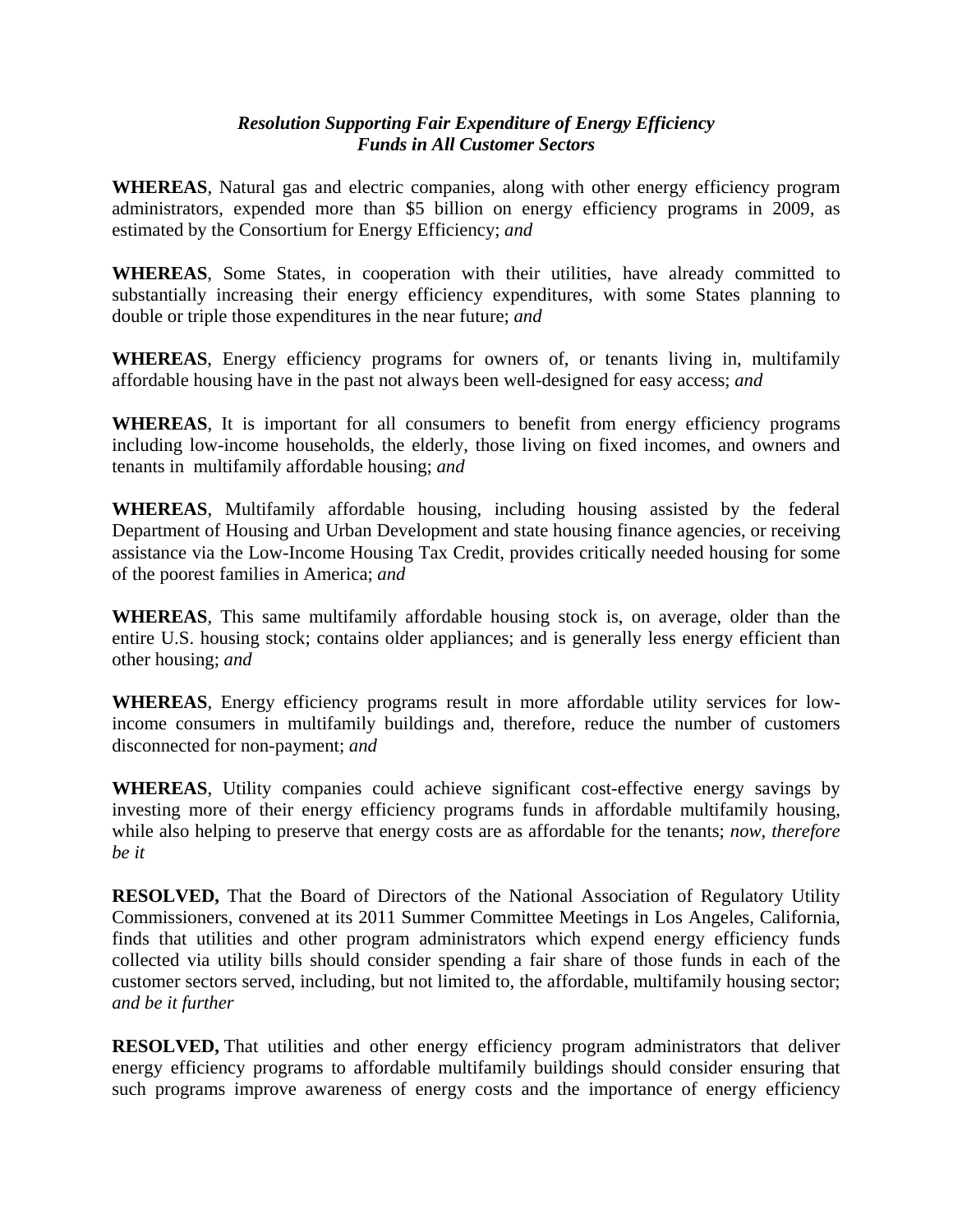***Resolution Supporting Fair Expenditure of Energy Efficiency Funds in All Customer Sectors***

**WHEREAS**, Natural gas and electric companies, along with other energy efficiency program administrators, expended more than $5 billion on energy efficiency programs in 2009, as estimated by the Consortium for Energy Efficiency; *and*

**WHEREAS**, Some States, in cooperation with their utilities, have already committed to substantially increasing their energy efficiency expenditures, with some States planning to double or triple those expenditures in the near future; *and*

**WHEREAS**, Energy efficiency programs for owners of, or tenants living in, multifamily affordable housing have in the past not always been well-designed for easy access; *and*

**WHEREAS**, It is important for all consumers to benefit from energy efficiency programs including low-income households, the elderly, those living on fixed incomes, and owners and tenants in multifamily affordable housing; *and*

**WHEREAS**, Multifamily affordable housing, including housing assisted by the federal Department of Housing and Urban Development and state housing finance agencies, or receiving assistance via the Low-Income Housing Tax Credit, provides critically needed housing for some of the poorest families in America; *and*

**WHEREAS**, This same multifamily affordable housing stock is, on average, older than the entire U.S. housing stock; contains older appliances; and is generally less energy efficient than other housing; *and*

**WHEREAS**, Energy efficiency programs result in more affordable utility services for low-income consumers in multifamily buildings and, therefore, reduce the number of customers disconnected for non-payment; *and*

**WHEREAS**, Utility companies could achieve significant cost-effective energy savings by investing more of their energy efficiency programs funds in affordable multifamily housing, while also helping to preserve that energy costs are as affordable for the tenants; *now, therefore be it*

**RESOLVED,** That the Board of Directors of the National Association of Regulatory Utility Commissioners, convened at its 2011 Summer Committee Meetings in Los Angeles, California, finds that utilities and other program administrators which expend energy efficiency funds collected via utility bills should consider spending a fair share of those funds in each of the customer sectors served, including, but not limited to, the affordable, multifamily housing sector; *and be it further*

**RESOLVED,** That utilities and other energy efficiency program administrators that deliver energy efficiency programs to affordable multifamily buildings should consider ensuring that such programs improve awareness of energy costs and the importance of energy efficiency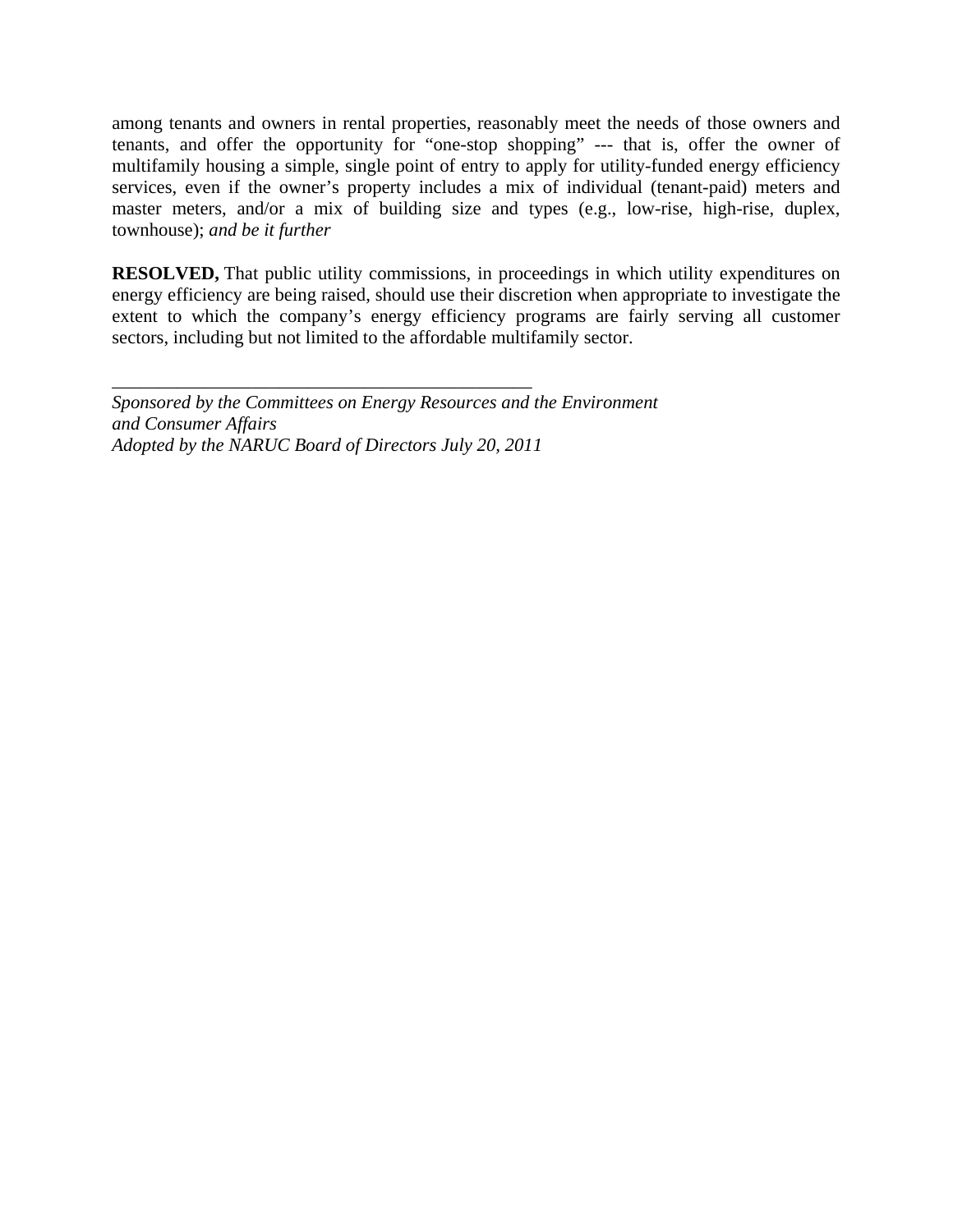among tenants and owners in rental properties, reasonably meet the needs of those owners and tenants, and offer the opportunity for "one-stop shopping" --- that is, offer the owner of multifamily housing a simple, single point of entry to apply for utility-funded energy efficiency services, even if the owner's property includes a mix of individual (tenant-paid) meters and master meters, and/or a mix of building size and types (e.g., low-rise, high-rise, duplex, townhouse); *and be it further*

**RESOLVED,** That public utility commissions, in proceedings in which utility expenditures on energy efficiency are being raised, should use their discretion when appropriate to investigate the extent to which the company's energy efficiency programs are fairly serving all customer sectors, including but not limited to the affordable multifamily sector.

______________________________________________

*Sponsored by the Committees on Energy Resources and the Environment and Consumer Affairs*
*Adopted by the NARUC Board of Directors July 20, 2011*